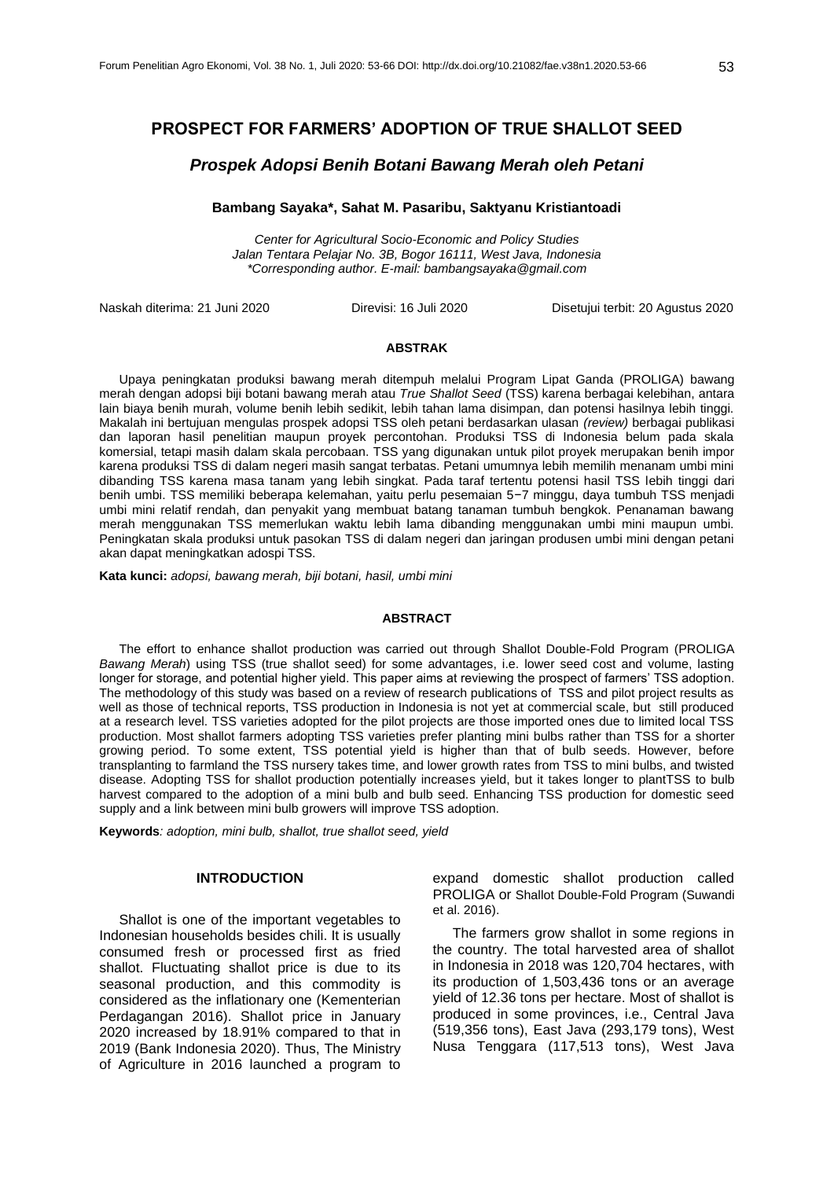# PROSPECT FOR FARMERS' ADOPTION OF TRUE SHALLOT SEED

## *Prospek Adopsi Benih Botani Bawang Merah oleh Petani*

**Bambang Sayaka\*, Sahat M. Pasaribu, Saktyanu Kristiantoadi**

*Center for Agricultural Socio-Economic and Policy Studies*
*Jalan Tentara Pelajar No. 3B, Bogor 16111, West Java, Indonesia*
*\*Corresponding author. E-mail: bambangsayaka@gmail.com*

Naskah diterima: 21 Juni 2020 Direvisi: 16 Juli 2020 Disetujui terbit: 20 Agustus 2020

### ABSTRAK

Upaya peningkatan produksi bawang merah ditempuh melalui Program Lipat Ganda (PROLIGA) bawang merah dengan adopsi biji botani bawang merah atau *True Shallot Seed* (TSS) karena berbagai kelebihan, antara lain biaya benih murah, volume benih lebih sedikit, lebih tahan lama disimpan, dan potensi hasilnya lebih tinggi. Makalah ini bertujuan mengulas prospek adopsi TSS oleh petani berdasarkan ulasan *(review)* berbagai publikasi dan laporan hasil penelitian maupun proyek percontohan. Produksi TSS di Indonesia belum pada skala komersial, tetapi masih dalam skala percobaan. TSS yang digunakan untuk pilot proyek merupakan benih impor karena produksi TSS di dalam negeri masih sangat terbatas. Petani umumnya lebih memilih menanam umbi mini dibanding TSS karena masa tanam yang lebih singkat. Pada taraf tertentu potensi hasil TSS lebih tinggi dari benih umbi. TSS memiliki beberapa kelemahan, yaitu perlu pesemaian 5−7 minggu, daya tumbuh TSS menjadi umbi mini relatif rendah, dan penyakit yang membuat batang tanaman tumbuh bengkok. Penanaman bawang merah menggunakan TSS memerlukan waktu lebih lama dibanding menggunakan umbi mini maupun umbi. Peningkatan skala produksi untuk pasokan TSS di dalam negeri dan jaringan produsen umbi mini dengan petani akan dapat meningkatkan adospi TSS.

**Kata kunci:** *adopsi, bawang merah, biji botani, hasil, umbi mini*

### ABSTRACT

The effort to enhance shallot production was carried out through Shallot Double-Fold Program (PROLIGA *Bawang Merah*) using TSS (true shallot seed) for some advantages, i.e. lower seed cost and volume, lasting longer for storage, and potential higher yield. This paper aims at reviewing the prospect of farmers' TSS adoption. The methodology of this study was based on a review of research publications of TSS and pilot project results as well as those of technical reports, TSS production in Indonesia is not yet at commercial scale, but still produced at a research level. TSS varieties adopted for the pilot projects are those imported ones due to limited local TSS production. Most shallot farmers adopting TSS varieties prefer planting mini bulbs rather than TSS for a shorter growing period. To some extent, TSS potential yield is higher than that of bulb seeds. However, before transplanting to farmland the TSS nursery takes time, and lower growth rates from TSS to mini bulbs, and twisted disease. Adopting TSS for shallot production potentially increases yield, but it takes longer to plantTSS to bulb harvest compared to the adoption of a mini bulb and bulb seed. Enhancing TSS production for domestic seed supply and a link between mini bulb growers will improve TSS adoption.

**Keywords***: adoption, mini bulb, shallot, true shallot seed, yield*

## INTRODUCTION

Shallot is one of the important vegetables to Indonesian households besides chili. It is usually consumed fresh or processed first as fried shallot. Fluctuating shallot price is due to its seasonal production, and this commodity is considered as the inflationary one (Kementerian Perdagangan 2016). Shallot price in January 2020 increased by 18.91% compared to that in 2019 (Bank Indonesia 2020). Thus, The Ministry of Agriculture in 2016 launched a program to expand domestic shallot production called PROLIGA or Shallot Double-Fold Program (Suwandi et al. 2016).

The farmers grow shallot in some regions in the country. The total harvested area of shallot in Indonesia in 2018 was 120,704 hectares, with its production of 1,503,436 tons or an average yield of 12.36 tons per hectare. Most of shallot is produced in some provinces, i.e., Central Java (519,356 tons), East Java (293,179 tons), West Nusa Tenggara (117,513 tons), West Java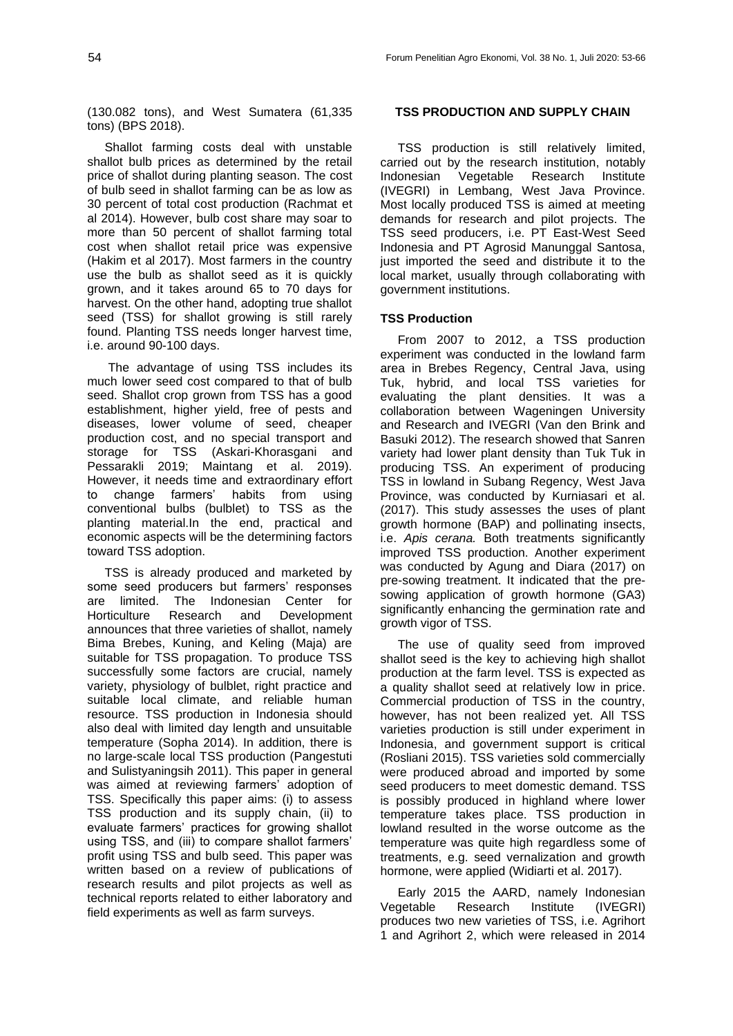(130.082 tons), and West Sumatera (61,335 tons) (BPS 2018).

Shallot farming costs deal with unstable shallot bulb prices as determined by the retail price of shallot during planting season. The cost of bulb seed in shallot farming can be as low as 30 percent of total cost production (Rachmat et al 2014). However, bulb cost share may soar to more than 50 percent of shallot farming total cost when shallot retail price was expensive (Hakim et al 2017). Most farmers in the country use the bulb as shallot seed as it is quickly grown, and it takes around 65 to 70 days for harvest. On the other hand, adopting true shallot seed (TSS) for shallot growing is still rarely found. Planting TSS needs longer harvest time, i.e. around 90-100 days.

The advantage of using TSS includes its much lower seed cost compared to that of bulb seed. Shallot crop grown from TSS has a good establishment, higher yield, free of pests and diseases, lower volume of seed, cheaper production cost, and no special transport and storage for TSS (Askari-Khorasgani and Pessarakli 2019; Maintang et al. 2019). However, it needs time and extraordinary effort to change farmers' habits from using conventional bulbs (bulblet) to TSS as the planting material.In the end, practical and economic aspects will be the determining factors toward TSS adoption.

TSS is already produced and marketed by some seed producers but farmers' responses are limited. The Indonesian Center for Horticulture Research and Development announces that three varieties of shallot, namely Bima Brebes, Kuning, and Keling (Maja) are suitable for TSS propagation. To produce TSS successfully some factors are crucial, namely variety, physiology of bulblet, right practice and suitable local climate, and reliable human resource. TSS production in Indonesia should also deal with limited day length and unsuitable temperature (Sopha 2014). In addition, there is no large-scale local TSS production (Pangestuti and Sulistyaningsih 2011). This paper in general was aimed at reviewing farmers' adoption of TSS. Specifically this paper aims: (i) to assess TSS production and its supply chain, (ii) to evaluate farmers' practices for growing shallot using TSS, and (iii) to compare shallot farmers' profit using TSS and bulb seed. This paper was written based on a review of publications of research results and pilot projects as well as technical reports related to either laboratory and field experiments as well as farm surveys.

## TSS PRODUCTION AND SUPPLY CHAIN

TSS production is still relatively limited, carried out by the research institution, notably Indonesian Vegetable Research Institute (IVEGRI) in Lembang, West Java Province. Most locally produced TSS is aimed at meeting demands for research and pilot projects. The TSS seed producers, i.e. PT East-West Seed Indonesia and PT Agrosid Manunggal Santosa, just imported the seed and distribute it to the local market, usually through collaborating with government institutions.

### TSS Production

From 2007 to 2012, a TSS production experiment was conducted in the lowland farm area in Brebes Regency, Central Java, using Tuk, hybrid, and local TSS varieties for evaluating the plant densities. It was a collaboration between Wageningen University and Research and IVEGRI (Van den Brink and Basuki 2012). The research showed that Sanren variety had lower plant density than Tuk Tuk in producing TSS. An experiment of producing TSS in lowland in Subang Regency, West Java Province, was conducted by Kurniasari et al. (2017). This study assesses the uses of plant growth hormone (BAP) and pollinating insects, i.e. *Apis cerana.* Both treatments significantly improved TSS production. Another experiment was conducted by Agung and Diara (2017) on pre-sowing treatment. It indicated that the pre-sowing application of growth hormone (GA3) significantly enhancing the germination rate and growth vigor of TSS.

The use of quality seed from improved shallot seed is the key to achieving high shallot production at the farm level. TSS is expected as a quality shallot seed at relatively low in price. Commercial production of TSS in the country, however, has not been realized yet. All TSS varieties production is still under experiment in Indonesia, and government support is critical (Rosliani 2015). TSS varieties sold commercially were produced abroad and imported by some seed producers to meet domestic demand. TSS is possibly produced in highland where lower temperature takes place. TSS production in lowland resulted in the worse outcome as the temperature was quite high regardless some of treatments, e.g. seed vernalization and growth hormone, were applied (Widiarti et al. 2017).

Early 2015 the AARD, namely Indonesian Vegetable Research Institute (IVEGRI) produces two new varieties of TSS, i.e. Agrihort 1 and Agrihort 2, which were released in 2014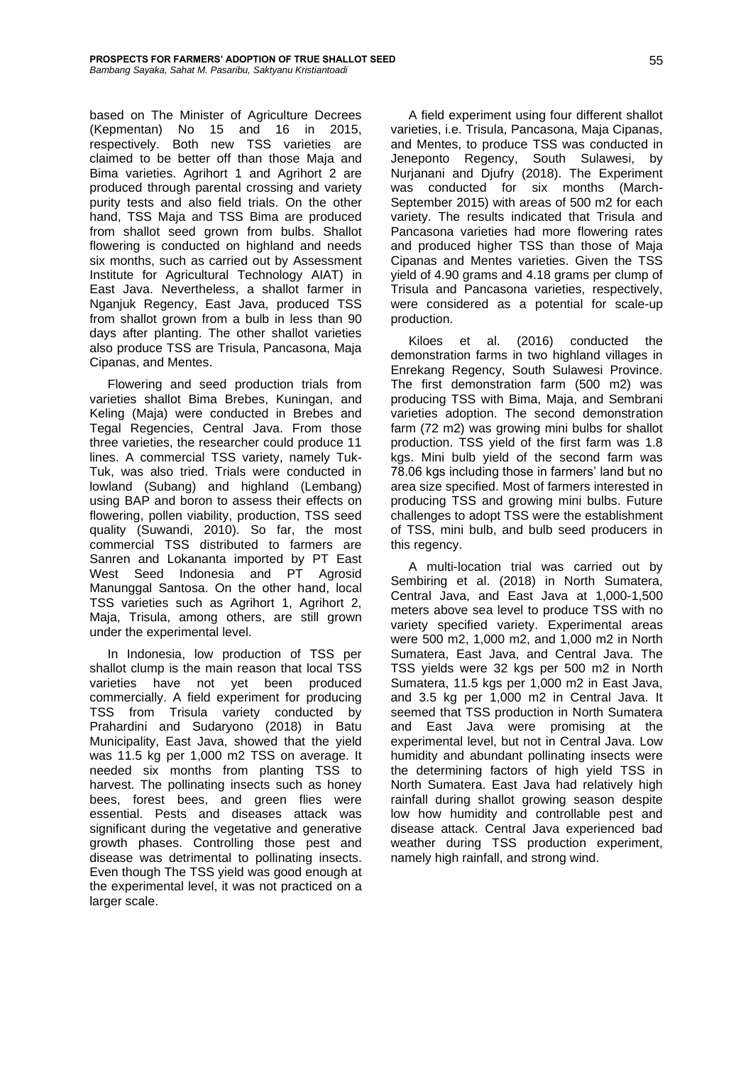based on The Minister of Agriculture Decrees (Kepmentan) No 15 and 16 in 2015, respectively. Both new TSS varieties are claimed to be better off than those Maja and Bima varieties. Agrihort 1 and Agrihort 2 are produced through parental crossing and variety purity tests and also field trials. On the other hand, TSS Maja and TSS Bima are produced from shallot seed grown from bulbs. Shallot flowering is conducted on highland and needs six months, such as carried out by Assessment Institute for Agricultural Technology AIAT) in East Java. Nevertheless, a shallot farmer in Nganjuk Regency, East Java, produced TSS from shallot grown from a bulb in less than 90 days after planting. The other shallot varieties also produce TSS are Trisula, Pancasona, Maja Cipanas, and Mentes.

Flowering and seed production trials from varieties shallot Bima Brebes, Kuningan, and Keling (Maja) were conducted in Brebes and Tegal Regencies, Central Java. From those three varieties, the researcher could produce 11 lines. A commercial TSS variety, namely Tuk-Tuk, was also tried. Trials were conducted in lowland (Subang) and highland (Lembang) using BAP and boron to assess their effects on flowering, pollen viability, production, TSS seed quality (Suwandi, 2010). So far, the most commercial TSS distributed to farmers are Sanren and Lokananta imported by PT East West Seed Indonesia and PT Agrosid Manunggal Santosa. On the other hand, local TSS varieties such as Agrihort 1, Agrihort 2, Maja, Trisula, among others, are still grown under the experimental level.

In Indonesia, low production of TSS per shallot clump is the main reason that local TSS varieties have not yet been produced commercially. A field experiment for producing TSS from Trisula variety conducted by Prahardini and Sudaryono (2018) in Batu Municipality, East Java, showed that the yield was 11.5 kg per 1,000 m2 TSS on average. It needed six months from planting TSS to harvest. The pollinating insects such as honey bees, forest bees, and green flies were essential. Pests and diseases attack was significant during the vegetative and generative growth phases. Controlling those pest and disease was detrimental to pollinating insects. Even though The TSS yield was good enough at the experimental level, it was not practiced on a larger scale.

A field experiment using four different shallot varieties, i.e. Trisula, Pancasona, Maja Cipanas, and Mentes, to produce TSS was conducted in Jeneponto Regency, South Sulawesi, by Nurjanani and Djufry (2018). The Experiment was conducted for six months (March-September 2015) with areas of 500 m2 for each variety. The results indicated that Trisula and Pancasona varieties had more flowering rates and produced higher TSS than those of Maja Cipanas and Mentes varieties. Given the TSS yield of 4.90 grams and 4.18 grams per clump of Trisula and Pancasona varieties, respectively, were considered as a potential for scale-up production.

Kiloes et al. (2016) conducted the demonstration farms in two highland villages in Enrekang Regency, South Sulawesi Province. The first demonstration farm (500 m2) was producing TSS with Bima, Maja, and Sembrani varieties adoption. The second demonstration farm (72 m2) was growing mini bulbs for shallot production. TSS yield of the first farm was 1.8 kgs. Mini bulb yield of the second farm was 78.06 kgs including those in farmers' land but no area size specified. Most of farmers interested in producing TSS and growing mini bulbs. Future challenges to adopt TSS were the establishment of TSS, mini bulb, and bulb seed producers in this regency.

A multi-location trial was carried out by Sembiring et al. (2018) in North Sumatera, Central Java, and East Java at 1,000-1,500 meters above sea level to produce TSS with no variety specified variety. Experimental areas were 500 m2, 1,000 m2, and 1,000 m2 in North Sumatera, East Java, and Central Java. The TSS yields were 32 kgs per 500 m2 in North Sumatera, 11.5 kgs per 1,000 m2 in East Java, and 3.5 kg per 1,000 m2 in Central Java. It seemed that TSS production in North Sumatera and East Java were promising at the experimental level, but not in Central Java. Low humidity and abundant pollinating insects were the determining factors of high yield TSS in North Sumatera. East Java had relatively high rainfall during shallot growing season despite low how humidity and controllable pest and disease attack. Central Java experienced bad weather during TSS production experiment, namely high rainfall, and strong wind.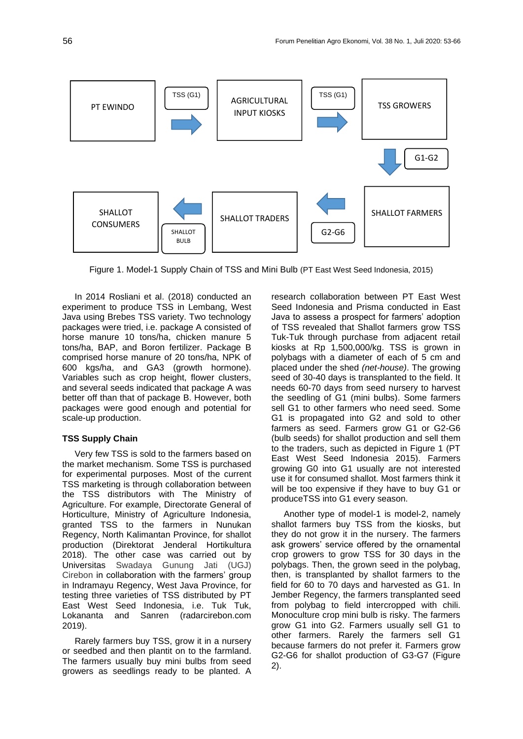Figure 1. Model-1 Supply Chain of TSS and Mini Bulb (PT East West Seed Indonesia, 2015)

In 2014 Rosliani et al. (2018) conducted an experiment to produce TSS in Lembang, West Java using Brebes TSS variety. Two technology packages were tried, i.e. package A consisted of horse manure 10 tons/ha, chicken manure 5 tons/ha, BAP, and Boron fertilizer. Package B comprised horse manure of 20 tons/ha, NPK of 600 kgs/ha, and GA3 (growth hormone). Variables such as crop height, flower clusters, and several seeds indicated that package A was better off than that of package B. However, both packages were good enough and potential for scale-up production.

### TSS Supply Chain

Very few TSS is sold to the farmers based on the market mechanism. Some TSS is purchased for experimental purposes. Most of the current TSS marketing is through collaboration between the TSS distributors with The Ministry of Agriculture. For example, Directorate General of Horticulture, Ministry of Agriculture Indonesia, granted TSS to the farmers in Nunukan Regency, North Kalimantan Province, for shallot production (Direktorat Jenderal Hortikultura 2018). The other case was carried out by Universitas Swadaya Gunung Jati (UGJ) Cirebon in collaboration with the farmers' group in Indramayu Regency, West Java Province, for testing three varieties of TSS distributed by PT East West Seed Indonesia, i.e. Tuk Tuk, Lokananta and Sanren (radarcirebon.com 2019).

Rarely farmers buy TSS, grow it in a nursery or seedbed and then plantit on to the farmland. The farmers usually buy mini bulbs from seed growers as seedlings ready to be planted. A research collaboration between PT East West Seed Indonesia and Prisma conducted in East Java to assess a prospect for farmers' adoption of TSS revealed that Shallot farmers grow TSS Tuk-Tuk through purchase from adjacent retail kiosks at Rp 1,500,000/kg. TSS is grown in polybags with a diameter of each of 5 cm and placed under the shed *(net-house)*. The growing seed of 30-40 days is transplanted to the field. It needs 60-70 days from seed nursery to harvest the seedling of G1 (mini bulbs). Some farmers sell G1 to other farmers who need seed. Some G1 is propagated into G2 and sold to other farmers as seed. Farmers grow G1 or G2-G6 (bulb seeds) for shallot production and sell them to the traders, such as depicted in Figure 1 (PT East West Seed Indonesia 2015). Farmers growing G0 into G1 usually are not interested use it for consumed shallot. Most farmers think it will be too expensive if they have to buy G1 or produceTSS into G1 every season.

Another type of model-1 is model-2, namely shallot farmers buy TSS from the kiosks, but they do not grow it in the nursery. The farmers ask growers' service offered by the ornamental crop growers to grow TSS for 30 days in the polybags. Then, the grown seed in the polybag, then, is transplanted by shallot farmers to the field for 60 to 70 days and harvested as G1. In Jember Regency, the farmers transplanted seed from polybag to field intercropped with chili. Monoculture crop mini bulb is risky. The farmers grow G1 into G2. Farmers usually sell G1 to other farmers. Rarely the farmers sell G1 because farmers do not prefer it. Farmers grow G2-G6 for shallot production of G3-G7 (Figure 2).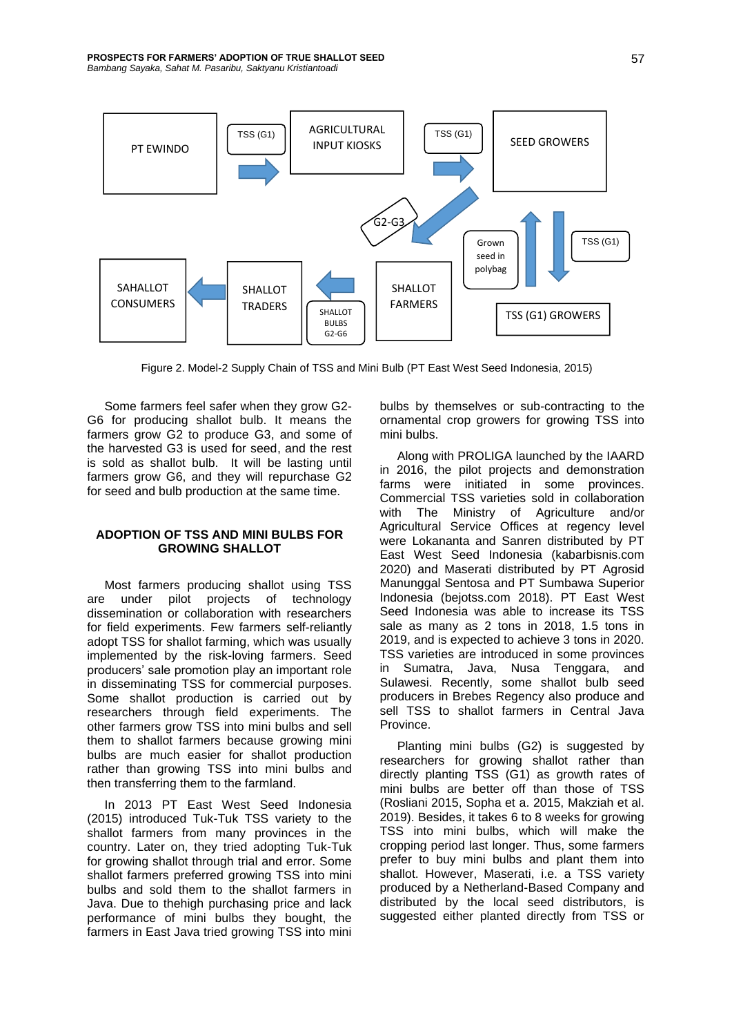Figure 2. Model-2 Supply Chain of TSS and Mini Bulb (PT East West Seed Indonesia, 2015)

Some farmers feel safer when they grow G2-G6 for producing shallot bulb. It means the farmers grow G2 to produce G3, and some of the harvested G3 is used for seed, and the rest is sold as shallot bulb. It will be lasting until farmers grow G6, and they will repurchase G2 for seed and bulb production at the same time.

## ADOPTION OF TSS AND MINI BULBS FOR GROWING SHALLOT

Most farmers producing shallot using TSS are under pilot projects of technology dissemination or collaboration with researchers for field experiments. Few farmers self-reliantly adopt TSS for shallot farming, which was usually implemented by the risk-loving farmers. Seed producers' sale promotion play an important role in disseminating TSS for commercial purposes. Some shallot production is carried out by researchers through field experiments. The other farmers grow TSS into mini bulbs and sell them to shallot farmers because growing mini bulbs are much easier for shallot production rather than growing TSS into mini bulbs and then transferring them to the farmland.

In 2013 PT East West Seed Indonesia (2015) introduced Tuk-Tuk TSS variety to the shallot farmers from many provinces in the country. Later on, they tried adopting Tuk-Tuk for growing shallot through trial and error. Some shallot farmers preferred growing TSS into mini bulbs and sold them to the shallot farmers in Java. Due to thehigh purchasing price and lack performance of mini bulbs they bought, the farmers in East Java tried growing TSS into mini bulbs by themselves or sub-contracting to the ornamental crop growers for growing TSS into mini bulbs.

Along with PROLIGA launched by the IAARD in 2016, the pilot projects and demonstration farms were initiated in some provinces. Commercial TSS varieties sold in collaboration with The Ministry of Agriculture and/or Agricultural Service Offices at regency level were Lokananta and Sanren distributed by PT East West Seed Indonesia (kabarbisnis.com 2020) and Maserati distributed by PT Agrosid Manunggal Sentosa and PT Sumbawa Superior Indonesia (bejotss.com 2018). PT East West Seed Indonesia was able to increase its TSS sale as many as 2 tons in 2018, 1.5 tons in 2019, and is expected to achieve 3 tons in 2020. TSS varieties are introduced in some provinces in Sumatra, Java, Nusa Tenggara, and Sulawesi. Recently, some shallot bulb seed producers in Brebes Regency also produce and sell TSS to shallot farmers in Central Java Province.

Planting mini bulbs (G2) is suggested by researchers for growing shallot rather than directly planting TSS (G1) as growth rates of mini bulbs are better off than those of TSS (Rosliani 2015, Sopha et a. 2015, Makziah et al. 2019). Besides, it takes 6 to 8 weeks for growing TSS into mini bulbs, which will make the cropping period last longer. Thus, some farmers prefer to buy mini bulbs and plant them into shallot. However, Maserati, i.e. a TSS variety produced by a Netherland-Based Company and distributed by the local seed distributors, is suggested either planted directly from TSS or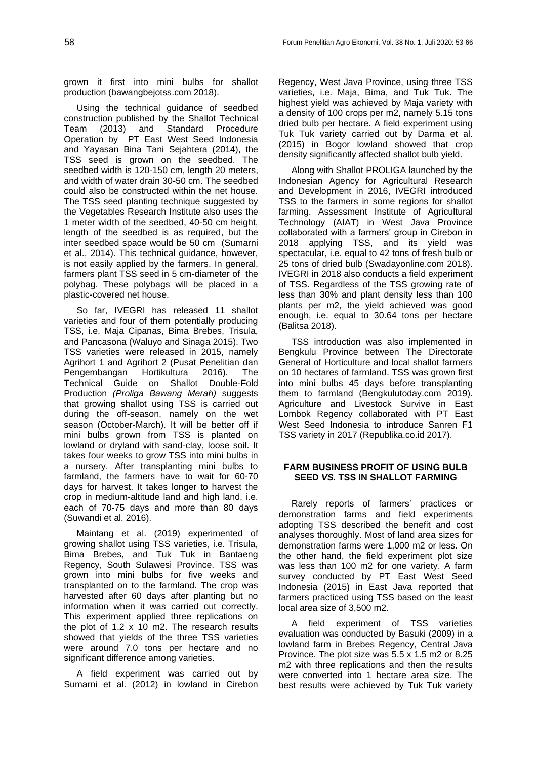grown it first into mini bulbs for shallot production (bawangbejotss.com 2018).

Using the technical guidance of seedbed construction published by the Shallot Technical Team (2013) and Standard Procedure Operation by PT East West Seed Indonesia and Yayasan Bina Tani Sejahtera (2014), the TSS seed is grown on the seedbed. The seedbed width is 120-150 cm, length 20 meters, and width of water drain 30-50 cm. The seedbed could also be constructed within the net house. The TSS seed planting technique suggested by the Vegetables Research Institute also uses the 1 meter width of the seedbed, 40-50 cm height, length of the seedbed is as required, but the inter seedbed space would be 50 cm (Sumarni et al., 2014). This technical guidance, however, is not easily applied by the farmers. In general, farmers plant TSS seed in 5 cm-diameter of the polybag. These polybags will be placed in a plastic-covered net house.

So far, IVEGRI has released 11 shallot varieties and four of them potentially producing TSS, i.e. Maja Cipanas, Bima Brebes, Trisula, and Pancasona (Waluyo and Sinaga 2015). Two TSS varieties were released in 2015, namely Agrihort 1 and Agrihort 2 (Pusat Penelitian dan Pengembangan Hortikultura 2016). The Technical Guide on Shallot Double-Fold Production *(Proliga Bawang Merah)* suggests that growing shallot using TSS is carried out during the off-season, namely on the wet season (October-March). It will be better off if mini bulbs grown from TSS is planted on lowland or dryland with sand-clay, loose soil. It takes four weeks to grow TSS into mini bulbs in a nursery. After transplanting mini bulbs to farmland, the farmers have to wait for 60-70 days for harvest. It takes longer to harvest the crop in medium-altitude land and high land, i.e. each of 70-75 days and more than 80 days (Suwandi et al. 2016).

Maintang et al. (2019) experimented of growing shallot using TSS varieties, i.e. Trisula, Bima Brebes, and Tuk Tuk in Bantaeng Regency, South Sulawesi Province. TSS was grown into mini bulbs for five weeks and transplanted on to the farmland. The crop was harvested after 60 days after planting but no information when it was carried out correctly. This experiment applied three replications on the plot of 1.2 x 10 m2. The research results showed that yields of the three TSS varieties were around 7.0 tons per hectare and no significant difference among varieties.

A field experiment was carried out by Sumarni et al. (2012) in lowland in Cirebon Regency, West Java Province, using three TSS varieties, i.e. Maja, Bima, and Tuk Tuk. The highest yield was achieved by Maja variety with a density of 100 crops per m2, namely 5.15 tons dried bulb per hectare. A field experiment using Tuk Tuk variety carried out by Darma et al. (2015) in Bogor lowland showed that crop density significantly affected shallot bulb yield.

Along with Shallot PROLIGA launched by the Indonesian Agency for Agricultural Research and Development in 2016, IVEGRI introduced TSS to the farmers in some regions for shallot farming. Assessment Institute of Agricultural Technology (AIAT) in West Java Province collaborated with a farmers' group in Cirebon in 2018 applying TSS, and its yield was spectacular, i.e. equal to 42 tons of fresh bulb or 25 tons of dried bulb (Swadayonline.com 2018). IVEGRI in 2018 also conducts a field experiment of TSS. Regardless of the TSS growing rate of less than 30% and plant density less than 100 plants per m2, the yield achieved was good enough, i.e. equal to 30.64 tons per hectare (Balitsa 2018).

TSS introduction was also implemented in Bengkulu Province between The Directorate General of Horticulture and local shallot farmers on 10 hectares of farmland. TSS was grown first into mini bulbs 45 days before transplanting them to farmland (Bengkulutoday.com 2019). Agriculture and Livestock Survive in East Lombok Regency collaborated with PT East West Seed Indonesia to introduce Sanren F1 TSS variety in 2017 (Republika.co.id 2017).

## FARM BUSINESS PROFIT OF USING BULB SEED *VS.* TSS IN SHALLOT FARMING

Rarely reports of farmers' practices or demonstration farms and field experiments adopting TSS described the benefit and cost analyses thoroughly. Most of land area sizes for demonstration farms were 1,000 m2 or less. On the other hand, the field experiment plot size was less than 100 m2 for one variety. A farm survey conducted by PT East West Seed Indonesia (2015) in East Java reported that farmers practiced using TSS based on the least local area size of 3,500 m2.

A field experiment of TSS varieties evaluation was conducted by Basuki (2009) in a lowland farm in Brebes Regency, Central Java Province. The plot size was 5.5 x 1.5 m2 or 8.25 m2 with three replications and then the results were converted into 1 hectare area size. The best results were achieved by Tuk Tuk variety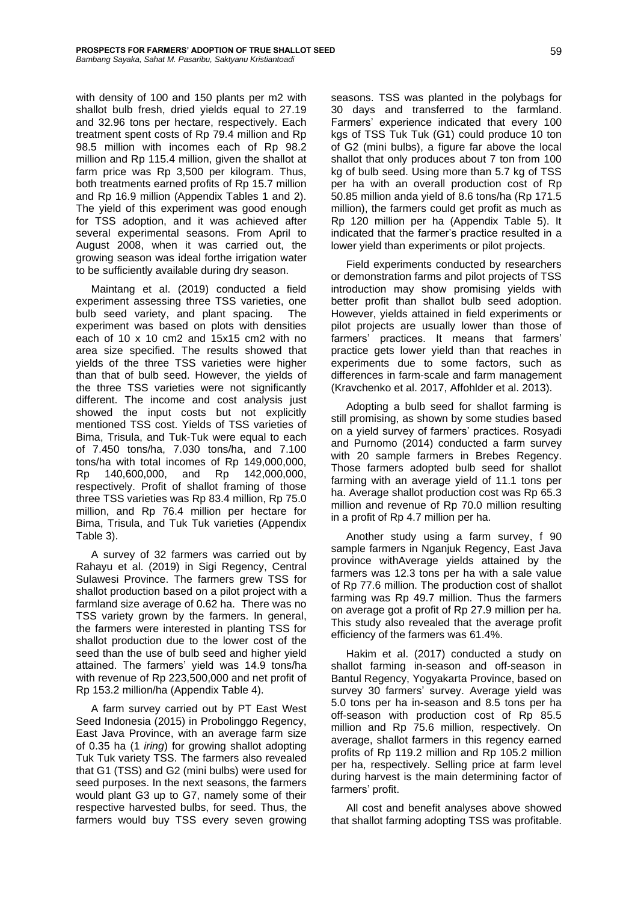with density of 100 and 150 plants per m2 with shallot bulb fresh, dried yields equal to 27.19 and 32.96 tons per hectare, respectively. Each treatment spent costs of Rp 79.4 million and Rp 98.5 million with incomes each of Rp 98.2 million and Rp 115.4 million, given the shallot at farm price was Rp 3,500 per kilogram. Thus, both treatments earned profits of Rp 15.7 million and Rp 16.9 million (Appendix Tables 1 and 2). The yield of this experiment was good enough for TSS adoption, and it was achieved after several experimental seasons. From April to August 2008, when it was carried out, the growing season was ideal forthe irrigation water to be sufficiently available during dry season.

Maintang et al. (2019) conducted a field experiment assessing three TSS varieties, one bulb seed variety, and plant spacing. The experiment was based on plots with densities each of 10 x 10 cm2 and 15x15 cm2 with no area size specified. The results showed that yields of the three TSS varieties were higher than that of bulb seed. However, the yields of the three TSS varieties were not significantly different. The income and cost analysis just showed the input costs but not explicitly mentioned TSS cost. Yields of TSS varieties of Bima, Trisula, and Tuk-Tuk were equal to each of 7.450 tons/ha, 7.030 tons/ha, and 7.100 tons/ha with total incomes of Rp 149,000,000, Rp 140,600,000, and Rp 142,000,000, respectively. Profit of shallot framing of those three TSS varieties was Rp 83.4 million, Rp 75.0 million, and Rp 76.4 million per hectare for Bima, Trisula, and Tuk Tuk varieties (Appendix Table 3).

A survey of 32 farmers was carried out by Rahayu et al. (2019) in Sigi Regency, Central Sulawesi Province. The farmers grew TSS for shallot production based on a pilot project with a farmland size average of 0.62 ha. There was no TSS variety grown by the farmers. In general, the farmers were interested in planting TSS for shallot production due to the lower cost of the seed than the use of bulb seed and higher yield attained. The farmers' yield was 14.9 tons/ha with revenue of Rp 223,500,000 and net profit of Rp 153.2 million/ha (Appendix Table 4).

A farm survey carried out by PT East West Seed Indonesia (2015) in Probolinggo Regency, East Java Province, with an average farm size of 0.35 ha (1 *iring*) for growing shallot adopting Tuk Tuk variety TSS. The farmers also revealed that G1 (TSS) and G2 (mini bulbs) were used for seed purposes. In the next seasons, the farmers would plant G3 up to G7, namely some of their respective harvested bulbs, for seed. Thus, the farmers would buy TSS every seven growing seasons. TSS was planted in the polybags for 30 days and transferred to the farmland. Farmers' experience indicated that every 100 kgs of TSS Tuk Tuk (G1) could produce 10 ton of G2 (mini bulbs), a figure far above the local shallot that only produces about 7 ton from 100 kg of bulb seed. Using more than 5.7 kg of TSS per ha with an overall production cost of Rp 50.85 million anda yield of 8.6 tons/ha (Rp 171.5 million), the farmers could get profit as much as Rp 120 million per ha (Appendix Table 5). It indicated that the farmer's practice resulted in a lower yield than experiments or pilot projects.

Field experiments conducted by researchers or demonstration farms and pilot projects of TSS introduction may show promising yields with better profit than shallot bulb seed adoption. However, yields attained in field experiments or pilot projects are usually lower than those of farmers' practices. It means that farmers' practice gets lower yield than that reaches in experiments due to some factors, such as differences in farm-scale and farm management (Kravchenko et al. 2017, Affohlder et al. 2013).

Adopting a bulb seed for shallot farming is still promising, as shown by some studies based on a yield survey of farmers' practices. Rosyadi and Purnomo (2014) conducted a farm survey with 20 sample farmers in Brebes Regency. Those farmers adopted bulb seed for shallot farming with an average yield of 11.1 tons per ha. Average shallot production cost was Rp 65.3 million and revenue of Rp 70.0 million resulting in a profit of Rp 4.7 million per ha.

Another study using a farm survey, f 90 sample farmers in Nganjuk Regency, East Java province withAverage yields attained by the farmers was 12.3 tons per ha with a sale value of Rp 77.6 million. The production cost of shallot farming was Rp 49.7 million. Thus the farmers on average got a profit of Rp 27.9 million per ha. This study also revealed that the average profit efficiency of the farmers was 61.4%.

Hakim et al. (2017) conducted a study on shallot farming in-season and off-season in Bantul Regency, Yogyakarta Province, based on survey 30 farmers' survey. Average yield was 5.0 tons per ha in-season and 8.5 tons per ha off-season with production cost of Rp 85.5 million and Rp 75.6 million, respectively. On average, shallot farmers in this regency earned profits of Rp 119.2 million and Rp 105.2 million per ha, respectively. Selling price at farm level during harvest is the main determining factor of farmers' profit.

All cost and benefit analyses above showed that shallot farming adopting TSS was profitable.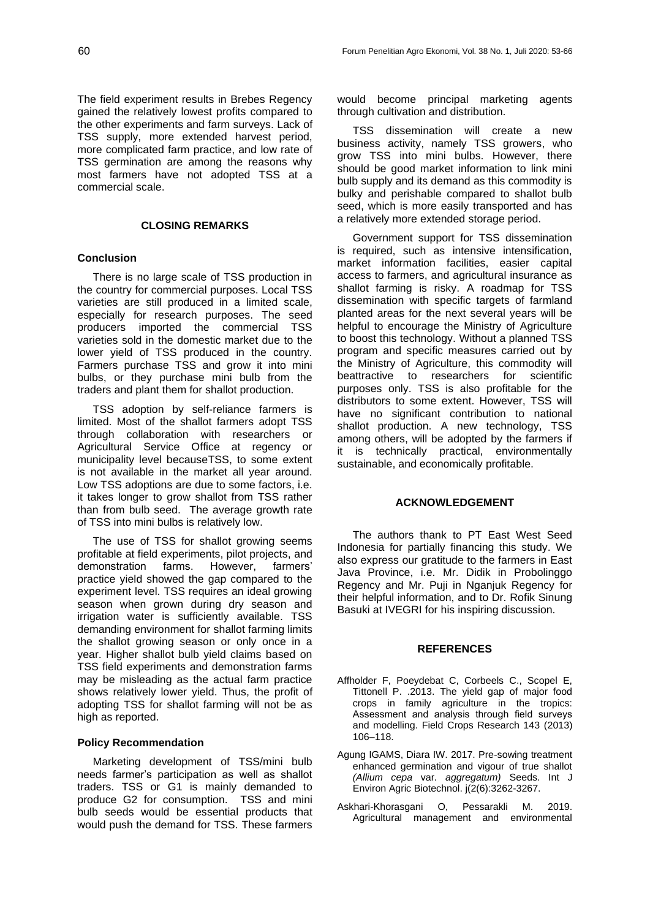The field experiment results in Brebes Regency gained the relatively lowest profits compared to the other experiments and farm surveys. Lack of TSS supply, more extended harvest period, more complicated farm practice, and low rate of TSS germination are among the reasons why most farmers have not adopted TSS at a commercial scale.

## CLOSING REMARKS

### Conclusion

There is no large scale of TSS production in the country for commercial purposes. Local TSS varieties are still produced in a limited scale, especially for research purposes. The seed producers imported the commercial TSS varieties sold in the domestic market due to the lower yield of TSS produced in the country. Farmers purchase TSS and grow it into mini bulbs, or they purchase mini bulb from the traders and plant them for shallot production.

TSS adoption by self-reliance farmers is limited. Most of the shallot farmers adopt TSS through collaboration with researchers or Agricultural Service Office at regency or municipality level becauseTSS, to some extent is not available in the market all year around. Low TSS adoptions are due to some factors, i.e. it takes longer to grow shallot from TSS rather than from bulb seed. The average growth rate of TSS into mini bulbs is relatively low.

The use of TSS for shallot growing seems profitable at field experiments, pilot projects, and demonstration farms. However, farmers' practice yield showed the gap compared to the experiment level. TSS requires an ideal growing season when grown during dry season and irrigation water is sufficiently available. TSS demanding environment for shallot farming limits the shallot growing season or only once in a year. Higher shallot bulb yield claims based on TSS field experiments and demonstration farms may be misleading as the actual farm practice shows relatively lower yield. Thus, the profit of adopting TSS for shallot farming will not be as high as reported.

### Policy Recommendation

Marketing development of TSS/mini bulb needs farmer's participation as well as shallot traders. TSS or G1 is mainly demanded to produce G2 for consumption. TSS and mini bulb seeds would be essential products that would push the demand for TSS. These farmers would become principal marketing agents through cultivation and distribution.

TSS dissemination will create a new business activity, namely TSS growers, who grow TSS into mini bulbs. However, there should be good market information to link mini bulb supply and its demand as this commodity is bulky and perishable compared to shallot bulb seed, which is more easily transported and has a relatively more extended storage period.

Government support for TSS dissemination is required, such as intensive intensification, market information facilities, easier capital access to farmers, and agricultural insurance as shallot farming is risky. A roadmap for TSS dissemination with specific targets of farmland planted areas for the next several years will be helpful to encourage the Ministry of Agriculture to boost this technology. Without a planned TSS program and specific measures carried out by the Ministry of Agriculture, this commodity will beattractive to researchers for scientific purposes only. TSS is also profitable for the distributors to some extent. However, TSS will have no significant contribution to national shallot production. A new technology, TSS among others, will be adopted by the farmers if it is technically practical, environmentally sustainable, and economically profitable.

## ACKNOWLEDGEMENT

The authors thank to PT East West Seed Indonesia for partially financing this study. We also express our gratitude to the farmers in East Java Province, i.e. Mr. Didik in Probolinggo Regency and Mr. Puji in Nganjuk Regency for their helpful information, and to Dr. Rofik Sinung Basuki at IVEGRI for his inspiring discussion.

## REFERENCES

Affholder F, Poeydebat C, Corbeels C., Scopel E, Tittonell P. .2013. The yield gap of major food crops in family agriculture in the tropics: Assessment and analysis through field surveys and modelling. Field Crops Research 143 (2013) 106–118.

Agung IGAMS, Diara IW. 2017. Pre-sowing treatment enhanced germination and vigour of true shallot *(Allium cepa* var. *aggregatum)* Seeds. Int J Environ Agric Biotechnol. j(2(6):3262-3267.

Askhari-Khorasgani O, Pessarakli M. 2019. Agricultural management and environmental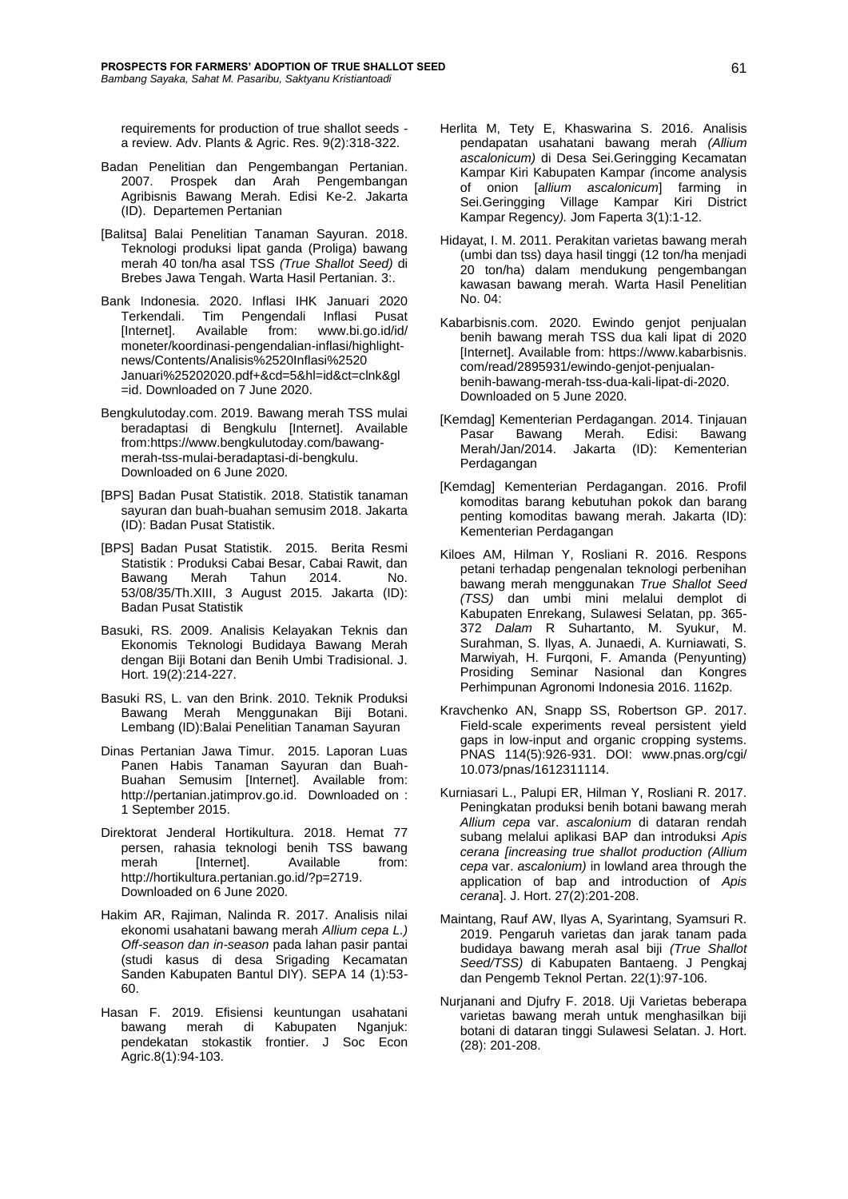requirements for production of true shallot seeds - a review. Adv. Plants & Agric. Res. 9(2):318-322.

Badan Penelitian dan Pengembangan Pertanian. 2007. Prospek dan Arah Pengembangan Agribisnis Bawang Merah. Edisi Ke-2. Jakarta (ID). Departemen Pertanian

[Balitsa] Balai Penelitian Tanaman Sayuran. 2018. Teknologi produksi lipat ganda (Proliga) bawang merah 40 ton/ha asal TSS *(True Shallot Seed)* di Brebes Jawa Tengah. Warta Hasil Pertanian. 3:.

Bank Indonesia. 2020. Inflasi IHK Januari 2020 Terkendali. Tim Pengendali Inflasi Pusat [Internet]. Available from: www.bi.go.id/id/moneter/koordinasi-pengendalian-inflasi/highlight-news/Contents/Analisis%2520Inflasi%2520Januari%25202020.pdf+&cd=5&hl=id&ct=clnk&gl=id. Downloaded on 7 June 2020.

Bengkulutoday.com. 2019. Bawang merah TSS mulai beradaptasi di Bengkulu [Internet]. Available from:https://www.bengkulutoday.com/bawang-merah-tss-mulai-beradaptasi-di-bengkulu. Downloaded on 6 June 2020.

[BPS] Badan Pusat Statistik. 2018. Statistik tanaman sayuran dan buah-buahan semusim 2018. Jakarta (ID): Badan Pusat Statistik.

[BPS] Badan Pusat Statistik. 2015. Berita Resmi Statistik : Produksi Cabai Besar, Cabai Rawit, dan Bawang Merah Tahun 2014. No. 53/08/35/Th.XIII, 3 August 2015. Jakarta (ID): Badan Pusat Statistik

Basuki, RS. 2009. Analisis Kelayakan Teknis dan Ekonomis Teknologi Budidaya Bawang Merah dengan Biji Botani dan Benih Umbi Tradisional. J. Hort. 19(2):214-227.

Basuki RS, L. van den Brink. 2010. Teknik Produksi Bawang Merah Menggunakan Biji Botani. Lembang (ID):Balai Penelitian Tanaman Sayuran

Dinas Pertanian Jawa Timur. 2015. Laporan Luas Panen Habis Tanaman Sayuran dan Buah-Buahan Semusim [Internet]. Available from: http://pertanian.jatimprov.go.id. Downloaded on : 1 September 2015.

Direktorat Jenderal Hortikultura. 2018. Hemat 77 persen, rahasia teknologi benih TSS bawang merah [Internet]. Available from: http://hortikultura.pertanian.go.id/?p=2719. Downloaded on 6 June 2020.

Hakim AR, Rajiman, Nalinda R. 2017. Analisis nilai ekonomi usahatani bawang merah *Allium cepa L.) Off-season dan in-season* pada lahan pasir pantai (studi kasus di desa Srigading Kecamatan Sanden Kabupaten Bantul DIY). SEPA 14 (1):53-60.

Hasan F. 2019. Efisiensi keuntungan usahatani bawang merah di Kabupaten Nganjuk: pendekatan stokastik frontier. J Soc Econ Agric.8(1):94-103.

Herlita M, Tety E, Khaswarina S. 2016. Analisis pendapatan usahatani bawang merah *(Allium ascalonicum)* di Desa Sei.Geringging Kecamatan Kampar Kiri Kabupaten Kampar *(*income analysis of onion [*allium ascalonicum*] farming in Sei.Geringging Village Kampar Kiri District Kampar Regency*)*. Jom Faperta 3(1):1-12.

Hidayat, I. M. 2011. Perakitan varietas bawang merah (umbi dan tss) daya hasil tinggi (12 ton/ha menjadi 20 ton/ha) dalam mendukung pengembangan kawasan bawang merah. Warta Hasil Penelitian No. 04:

Kabarbisnis.com. 2020. Ewindo genjot penjualan benih bawang merah TSS dua kali lipat di 2020 [Internet]. Available from: https://www.kabarbisnis.com/read/2895931/ewindo-genjot-penjualan-benih-bawang-merah-tss-dua-kali-lipat-di-2020. Downloaded on 5 June 2020.

[Kemdag] Kementerian Perdagangan. 2014. Tinjauan Pasar Bawang Merah. Edisi: Bawang Merah/Jan/2014. Jakarta (ID): Kementerian Perdagangan

[Kemdag] Kementerian Perdagangan. 2016. Profil komoditas barang kebutuhan pokok dan barang penting komoditas bawang merah. Jakarta (ID): Kementerian Perdagangan

Kiloes AM, Hilman Y, Rosliani R. 2016. Respons petani terhadap pengenalan teknologi perbenihan bawang merah menggunakan *True Shallot Seed (TSS)* dan umbi mini melalui demplot di Kabupaten Enrekang, Sulawesi Selatan, pp. 365-372 *Dalam* R Suhartanto, M. Syukur, M. Surahman, S. Ilyas, A. Junaedi, A. Kurniawati, S. Marwiyah, H. Furqoni, F. Amanda (Penyunting) Prosiding Seminar Nasional dan Kongres Perhimpunan Agronomi Indonesia 2016. 1162p.

Kravchenko AN, Snapp SS, Robertson GP. 2017. Field-scale experiments reveal persistent yield gaps in low-input and organic cropping systems. PNAS 114(5):926-931. DOI: www.pnas.org/cgi/10.073/pnas/1612311114.

Kurniasari L., Palupi ER, Hilman Y, Rosliani R. 2017. Peningkatan produksi benih botani bawang merah *Allium cepa* var. *ascalonium* di dataran rendah subang melalui aplikasi BAP dan introduksi *Apis cerana [increasing true shallot production (Allium cepa* var. *ascalonium)* in lowland area through the application of bap and introduction of *Apis cerana*]. J. Hort. 27(2):201-208.

Maintang, Rauf AW, Ilyas A, Syarintang, Syamsuri R. 2019. Pengaruh varietas dan jarak tanam pada budidaya bawang merah asal biji *(True Shallot Seed/TSS)* di Kabupaten Bantaeng. J Pengkaj dan Pengemb Teknol Pertan. 22(1):97-106.

Nurjanani and Djufry F. 2018. Uji Varietas beberapa varietas bawang merah untuk menghasilkan biji botani di dataran tinggi Sulawesi Selatan. J. Hort. (28): 201-208.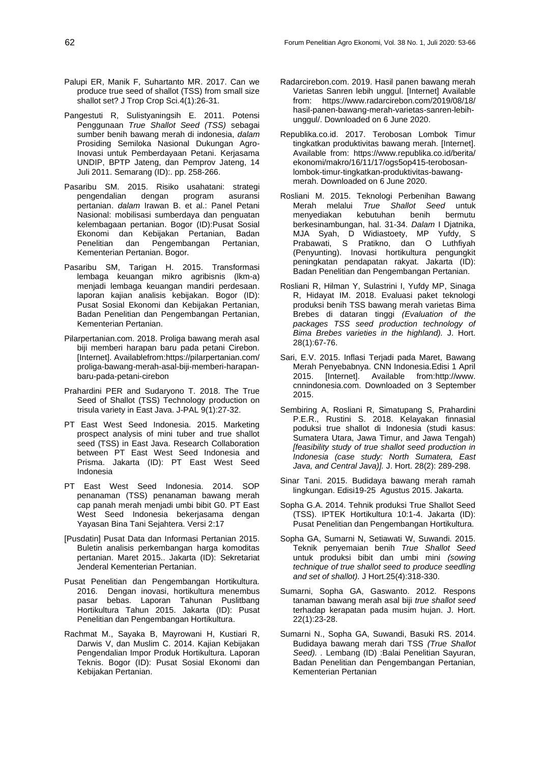Palupi ER, Manik F, Suhartanto MR. 2017. Can we produce true seed of shallot (TSS) from small size shallot set? J Trop Crop Sci.4(1):26-31.

Pangestuti R, Sulistyaningsih E. 2011. Potensi Penggunaan *True Shallot Seed (TSS)* sebagai sumber benih bawang merah di indonesia, *dalam* Prosiding Semiloka Nasional Dukungan Agro-Inovasi untuk Pemberdayaan Petani. Kerjasama UNDIP, BPTP Jateng, dan Pemprov Jateng, 14 Juli 2011. Semarang (ID):. pp. 258-266.

Pasaribu SM. 2015. Risiko usahatani: strategi pengendalian dengan program asuransi pertanian. *dalam* Irawan B. et al.: Panel Petani Nasional: mobilisasi sumberdaya dan penguatan kelembagaan pertanian. Bogor (ID):Pusat Sosial Ekonomi dan Kebijakan Pertanian, Badan Penelitian dan Pengembangan Pertanian, Kementerian Pertanian. Bogor.

Pasaribu SM, Tarigan H. 2015. Transformasi lembaga keuangan mikro agribisnis (lkm-a) menjadi lembaga keuangan mandiri perdesaan. laporan kajian analisis kebijakan. Bogor (ID): Pusat Sosial Ekonomi dan Kebijakan Pertanian, Badan Penelitian dan Pengembangan Pertanian, Kementerian Pertanian.

Pilarpertanian.com. 2018. Proliga bawang merah asal biji memberi harapan baru pada petani Cirebon. [Internet]. Availablefrom:https://pilarpertanian.com/proliga-bawang-merah-asal-biji-memberi-harapan-baru-pada-petani-cirebon

Prahardini PER and Sudaryono T. 2018. The True Seed of Shallot (TSS) Technology production on trisula variety in East Java. J-PAL 9(1):27-32.

PT East West Seed Indonesia. 2015. Marketing prospect analysis of mini tuber and true shallot seed (TSS) in East Java. Research Collaboration between PT East West Seed Indonesia and Prisma. Jakarta (ID): PT East West Seed Indonesia

PT East West Seed Indonesia. 2014. SOP penanaman (TSS) penanaman bawang merah cap panah merah menjadi umbi bibit G0. PT East West Seed Indonesia bekerjasama dengan Yayasan Bina Tani Sejahtera. Versi 2:17

[Pusdatin] Pusat Data dan Informasi Pertanian 2015. Buletin analisis perkembangan harga komoditas pertanian. Maret 2015.. Jakarta (ID): Sekretariat Jenderal Kementerian Pertanian.

Pusat Penelitian dan Pengembangan Hortikultura. 2016. Dengan inovasi, hortikultura menembus pasar bebas. Laporan Tahunan Puslitbang Hortikultura Tahun 2015. Jakarta (ID): Pusat Penelitian dan Pengembangan Hortikultura.

Rachmat M., Sayaka B, Mayrowani H, Kustiari R, Darwis V, dan Muslim C. 2014. Kajian Kebijakan Pengendalian Impor Produk Hortikultura. Laporan Teknis. Bogor (ID): Pusat Sosial Ekonomi dan Kebijakan Pertanian.

Radarcirebon.com. 2019. Hasil panen bawang merah Varietas Sanren lebih unggul. [Internet] Available from: https://www.radarcirebon.com/2019/08/18/hasil-panen-bawang-merah-varietas-sanren-lebih-unggul/. Downloaded on 6 June 2020.

Republika.co.id. 2017. Terobosan Lombok Timur tingkatkan produktivitas bawang merah. [Internet]. Available from: https://www.republika.co.id/berita/ekonomi/makro/16/11/17/ogs5op415-terobosan-lombok-timur-tingkatkan-produktivitas-bawang-merah. Downloaded on 6 June 2020.

Rosliani M. 2015. Teknologi Perbenihan Bawang Merah melalui *True Shallot Seed* untuk menyediakan kebutuhan benih bermutu berkesinambungan, hal. 31-34. *Dalam* I Djatnika, MJA Syah, D Widiastoety, MP Yufdy, S Prabawati, S Pratikno, dan O Luthfiyah (Penyunting). Inovasi hortikultura pengungkit peningkatan pendapatan rakyat. Jakarta (ID): Badan Penelitian dan Pengembangan Pertanian.

Rosliani R, Hilman Y, Sulastrini I, Yufdy MP, Sinaga R, Hidayat IM. 2018. Evaluasi paket teknologi produksi benih TSS bawang merah varietas Bima Brebes di dataran tinggi *(Evaluation of the packages TSS seed production technology of Bima Brebes varieties in the highland).* J. Hort. 28(1):67-76.

Sari, E.V. 2015. Inflasi Terjadi pada Maret, Bawang Merah Penyebabnya. CNN Indonesia.Edisi 1 April 2015. [Internet]. Available from:http://www.cnnindonesia.com. Downloaded on 3 September 2015.

Sembiring A, Rosliani R, Simatupang S, Prahardini P.E.R., Rustini S. 2018. Kelayakan finnasial poduksi true shallot di Indonesia (studi kasus: Sumatera Utara, Jawa Timur, and Jawa Tengah) *[feasibility study of true shallot seed production in Indonesia (case study: North Sumatera, East Java, and Central Java)].* J. Hort. 28(2): 289-298.

Sinar Tani. 2015. Budidaya bawang merah ramah lingkungan. Edisi19-25 Agustus 2015. Jakarta.

Sopha G.A. 2014. Tehnik produksi True Shallot Seed (TSS). IPTEK Hortikultura 10:1-4. Jakarta (ID): Pusat Penelitian dan Pengembangan Hortikultura.

Sopha GA, Sumarni N, Setiawati W, Suwandi. 2015. Teknik penyemaian benih *True Shallot Seed* untuk produksi bibit dan umbi mini *(sowing technique of true shallot seed to produce seedling and set of shallot).* J Hort.25(4):318-330.

Sumarni, Sopha GA, Gaswanto. 2012. Respons tanaman bawang merah asal biji *true shallot seed* terhadap kerapatan pada musim hujan. J. Hort. 22(1):23-28.

Sumarni N., Sopha GA, Suwandi, Basuki RS. 2014. Budidaya bawang merah dari TSS *(True Shallot Seed).* . Lembang (ID) :Balai Penelitian Sayuran, Badan Penelitian dan Pengembangan Pertanian, Kementerian Pertanian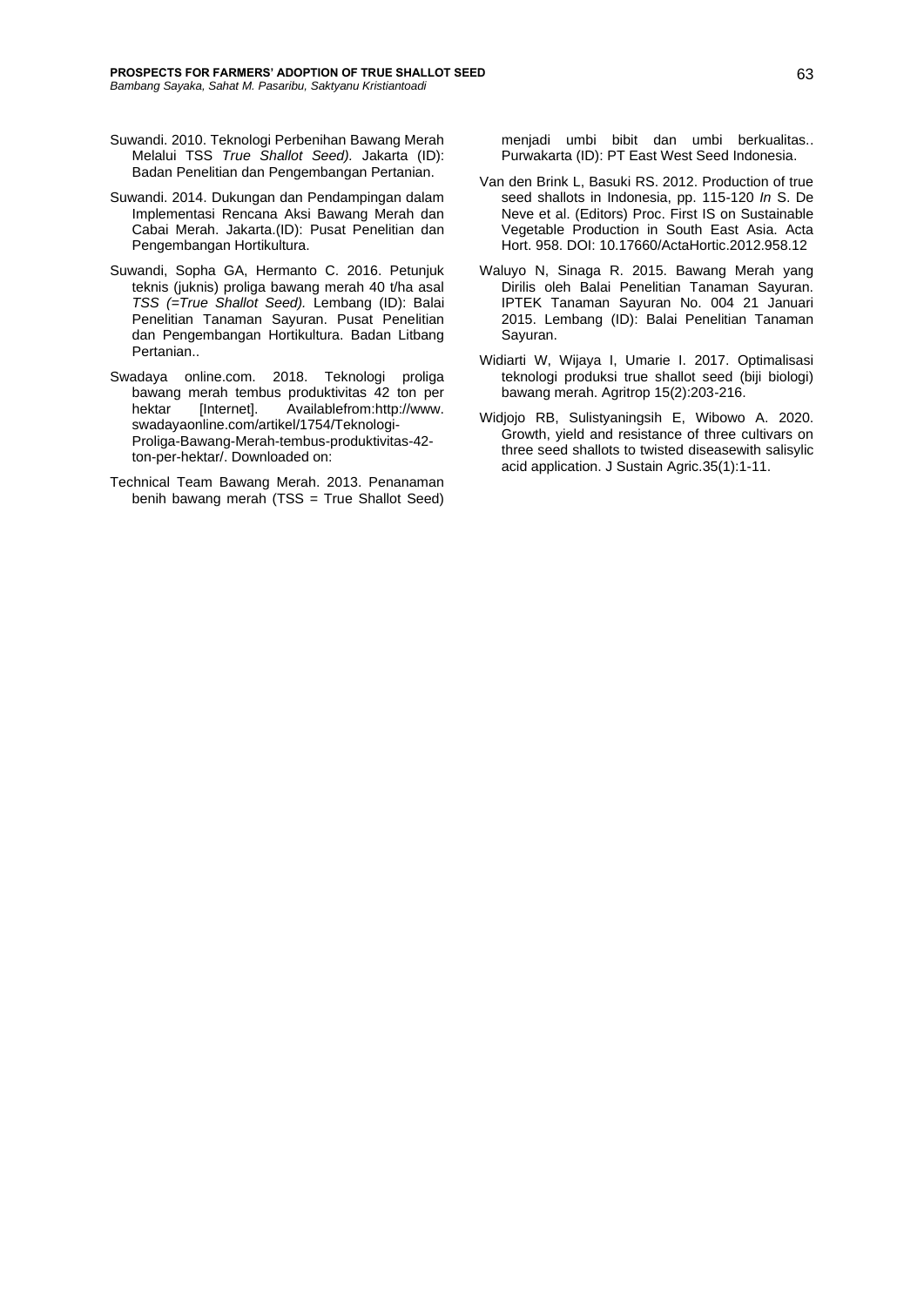Suwandi. 2010. Teknologi Perbenihan Bawang Merah Melalui TSS *True Shallot Seed).* Jakarta (ID): Badan Penelitian dan Pengembangan Pertanian.

Suwandi. 2014. Dukungan dan Pendampingan dalam Implementasi Rencana Aksi Bawang Merah dan Cabai Merah. Jakarta.(ID): Pusat Penelitian dan Pengembangan Hortikultura.

Suwandi, Sopha GA, Hermanto C. 2016. Petunjuk teknis (juknis) proliga bawang merah 40 t/ha asal *TSS (=True Shallot Seed).* Lembang (ID): Balai Penelitian Tanaman Sayuran. Pusat Penelitian dan Pengembangan Hortikultura. Badan Litbang Pertanian..

Swadaya online.com. 2018. Teknologi proliga bawang merah tembus produktivitas 42 ton per hektar [Internet]. Availablefrom:http://www.swadayaonline.com/artikel/1754/Teknologi-Proliga-Bawang-Merah-tembus-produktivitas-42-ton-per-hektar/. Downloaded on:

Technical Team Bawang Merah. 2013. Penanaman benih bawang merah (TSS = True Shallot Seed) menjadi umbi bibit dan umbi berkualitas.. Purwakarta (ID): PT East West Seed Indonesia.

Van den Brink L, Basuki RS. 2012. Production of true seed shallots in Indonesia, pp. 115-120 *In* S. De Neve et al. (Editors) Proc. First IS on Sustainable Vegetable Production in South East Asia. Acta Hort. 958. DOI: 10.17660/ActaHortic.2012.958.12

Waluyo N, Sinaga R. 2015. Bawang Merah yang Dirilis oleh Balai Penelitian Tanaman Sayuran. IPTEK Tanaman Sayuran No. 004 21 Januari 2015. Lembang (ID): Balai Penelitian Tanaman Sayuran.

Widiarti W, Wijaya I, Umarie I. 2017. Optimalisasi teknologi produksi true shallot seed (biji biologi) bawang merah. Agritrop 15(2):203-216.

Widjojo RB, Sulistyaningsih E, Wibowo A. 2020. Growth, yield and resistance of three cultivars on three seed shallots to twisted diseasewith salisylic acid application. J Sustain Agric.35(1):1-11.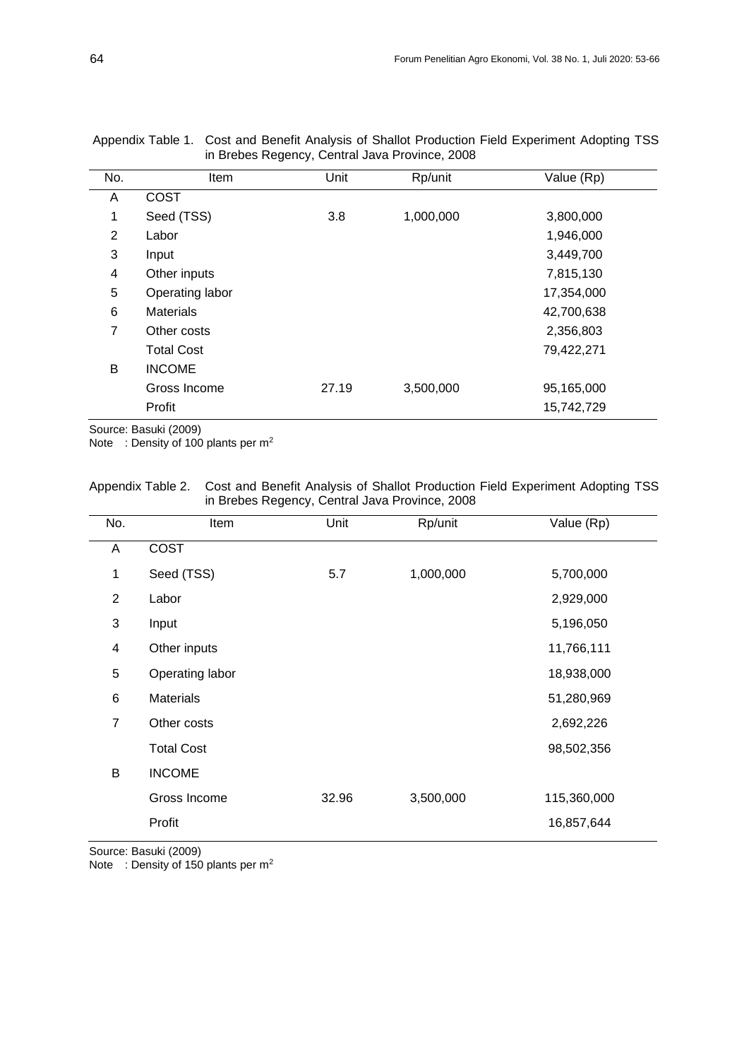Appendix Table 1. Cost and Benefit Analysis of Shallot Production Field Experiment Adopting TSS in Brebes Regency, Central Java Province, 2008

| No. | Item | Unit | Rp/unit | Value (Rp) |
|---|---|---|---|---|
| A | COST | | | |
| 1 | Seed (TSS) | 3.8 | 1,000,000 | 3,800,000 |
| 2 | Labor | | | 1,946,000 |
| 3 | Input | | | 3,449,700 |
| 4 | Other inputs | | | 7,815,130 |
| 5 | Operating labor | | | 17,354,000 |
| 6 | Materials | | | 42,700,638 |
| 7 | Other costs | | | 2,356,803 |
| | Total Cost | | | 79,422,271 |
| B | INCOME | | | |
| | Gross Income | 27.19 | 3,500,000 | 95,165,000 |
| | Profit | | | 15,742,729 |

Source: Basuki (2009)
Note : Density of 100 plants per $m^2$

Appendix Table 2. Cost and Benefit Analysis of Shallot Production Field Experiment Adopting TSS in Brebes Regency, Central Java Province, 2008

| No. | Item | Unit | Rp/unit | Value (Rp) |
|---|---|---|---|---|
| A | COST | | | |
| 1 | Seed (TSS) | 5.7 | 1,000,000 | 5,700,000 |
| 2 | Labor | | | 2,929,000 |
| 3 | Input | | | 5,196,050 |
| 4 | Other inputs | | | 11,766,111 |
| 5 | Operating labor | | | 18,938,000 |
| 6 | Materials | | | 51,280,969 |
| 7 | Other costs | | | 2,692,226 |
| | Total Cost | | | 98,502,356 |
| B | INCOME | | | |
| | Gross Income | 32.96 | 3,500,000 | 115,360,000 |
| | Profit | | | 16,857,644 |

Source: Basuki (2009)
Note : Density of 150 plants per $m^2$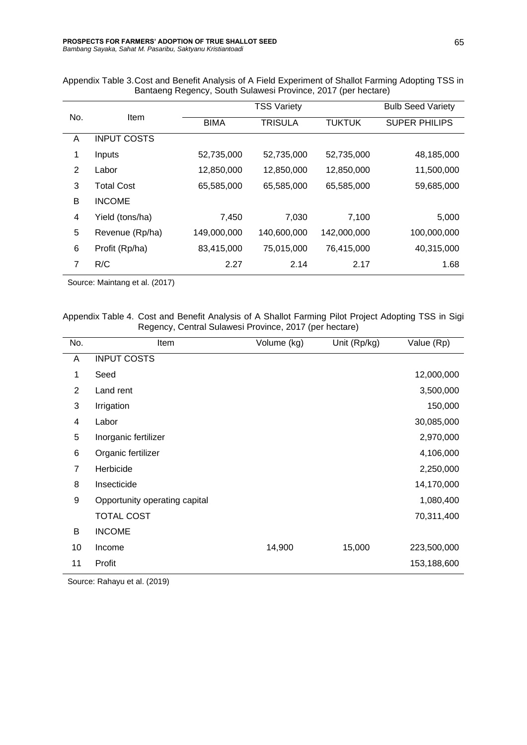Appendix Table 3. Cost and Benefit Analysis of A Field Experiment of Shallot Farming Adopting TSS in Bantaeng Regency, South Sulawesi Province, 2017 (per hectare)

| No. | Item | TSS Variety | | | Bulb Seed Variety |
|---|---|---|---|---|---|
| | | BIMA | TRISULA | TUKTUK | SUPER PHILIPS |
| A | INPUT COSTS | | | | |
| 1 | Inputs | 52,735,000 | 52,735,000 | 52,735,000 | 48,185,000 |
| 2 | Labor | 12,850,000 | 12,850,000 | 12,850,000 | 11,500,000 |
| 3 | Total Cost | 65,585,000 | 65,585,000 | 65,585,000 | 59,685,000 |
| B | INCOME | | | | |
| 4 | Yield (tons/ha) | 7,450 | 7,030 | 7,100 | 5,000 |
| 5 | Revenue (Rp/ha) | 149,000,000 | 140,600,000 | 142,000,000 | 100,000,000 |
| 6 | Profit (Rp/ha) | 83,415,000 | 75,015,000 | 76,415,000 | 40,315,000 |
| 7 | R/C | 2.27 | 2.14 | 2.17 | 1.68 |

Source: Maintang et al. (2017)

Appendix Table 4. Cost and Benefit Analysis of A Shallot Farming Pilot Project Adopting TSS in Sigi Regency, Central Sulawesi Province, 2017 (per hectare)

| No. | Item | Volume (kg) | Unit (Rp/kg) | Value (Rp) |
|---|---|---|---|---|
| A | INPUT COSTS | | | |
| 1 | Seed | | | 12,000,000 |
| 2 | Land rent | | | 3,500,000 |
| 3 | Irrigation | | | 150,000 |
| 4 | Labor | | | 30,085,000 |
| 5 | Inorganic fertilizer | | | 2,970,000 |
| 6 | Organic fertilizer | | | 4,106,000 |
| 7 | Herbicide | | | 2,250,000 |
| 8 | Insecticide | | | 14,170,000 |
| 9 | Opportunity operating capital | | | 1,080,400 |
| | TOTAL COST | | | 70,311,400 |
| B | INCOME | | | |
| 10 | Income | 14,900 | 15,000 | 223,500,000 |
| 11 | Profit | | | 153,188,600 |

Source: Rahayu et al. (2019)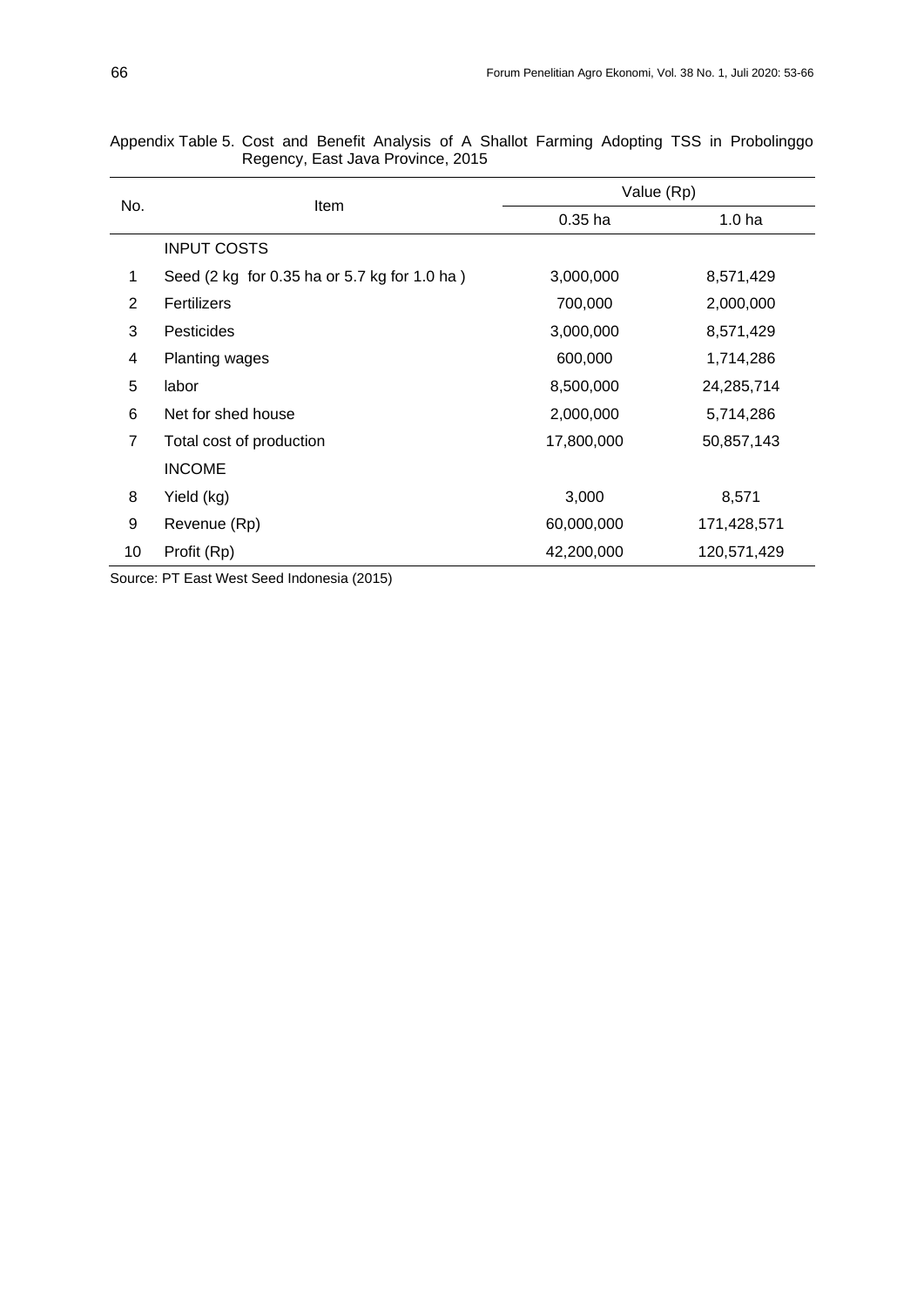Appendix Table 5. Cost and Benefit Analysis of A Shallot Farming Adopting TSS in Probolinggo Regency, East Java Province, 2015

| No. | Item | Value (Rp) | |
|---|---|---|---|
| | | 0.35 ha | 1.0 ha |
| | INPUT COSTS | | |
| 1 | Seed (2 kg for 0.35 ha or 5.7 kg for 1.0 ha ) | 3,000,000 | 8,571,429 |
| 2 | Fertilizers | 700,000 | 2,000,000 |
| 3 | Pesticides | 3,000,000 | 8,571,429 |
| 4 | Planting wages | 600,000 | 1,714,286 |
| 5 | labor | 8,500,000 | 24,285,714 |
| 6 | Net for shed house | 2,000,000 | 5,714,286 |
| 7 | Total cost of production | 17,800,000 | 50,857,143 |
| | INCOME | | |
| 8 | Yield (kg) | 3,000 | 8,571 |
| 9 | Revenue (Rp) | 60,000,000 | 171,428,571 |
| 10 | Profit (Rp) | 42,200,000 | 120,571,429 |

Source: PT East West Seed Indonesia (2015)